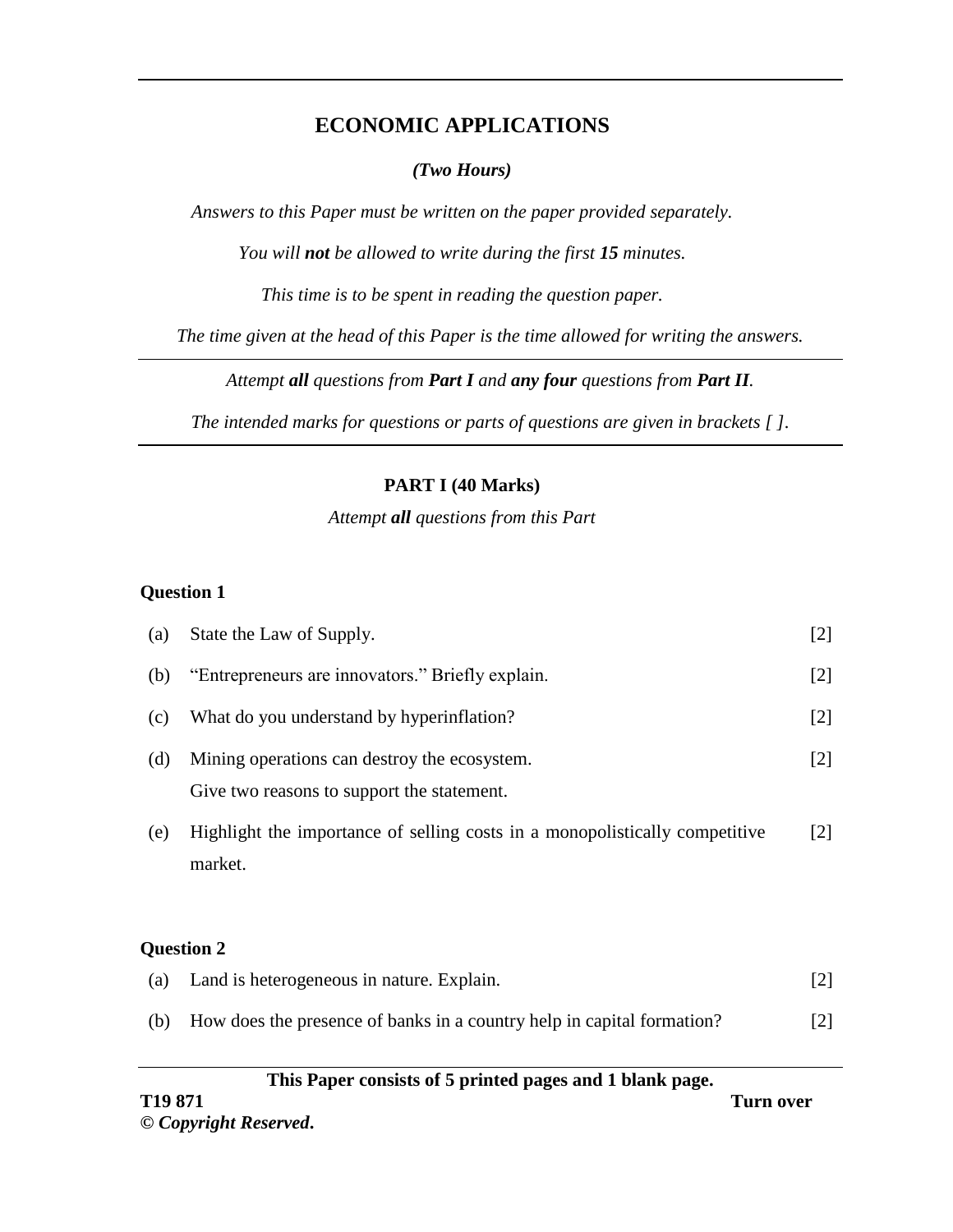# ECONOMIC APPLICATIONS

*(Two Hours)*

*Answers to this Paper must be written on the paper provided separately.*

*You will **not** be allowed to write during the first **15** minutes.*

*This time is to be spent in reading the question paper.*

*The time given at the head of this Paper is the time allowed for writing the answers.*

---

*Attempt **all** questions from **Part I** and **any four** questions from **Part II**.*

*The intended marks for questions or parts of questions are given in brackets [ ].*

---

## PART I (40 Marks)

*Attempt **all** questions from this Part*

### Question 1

(a) State the Law of Supply. [2]

(b) "Entrepreneurs are innovators." Briefly explain. [2]

(c) What do you understand by hyperinflation? [2]

(d) Mining operations can destroy the ecosystem.
Give two reasons to support the statement. [2]

(e) Highlight the importance of selling costs in a monopolistically competitive market. [2]

### Question 2

(a) Land is heterogeneous in nature. Explain. [2]

(b) How does the presence of banks in a country help in capital formation? [2]

**This Paper consists of 5 printed pages and 1 blank page.**

**T19 871**

***© Copyright Reserved.***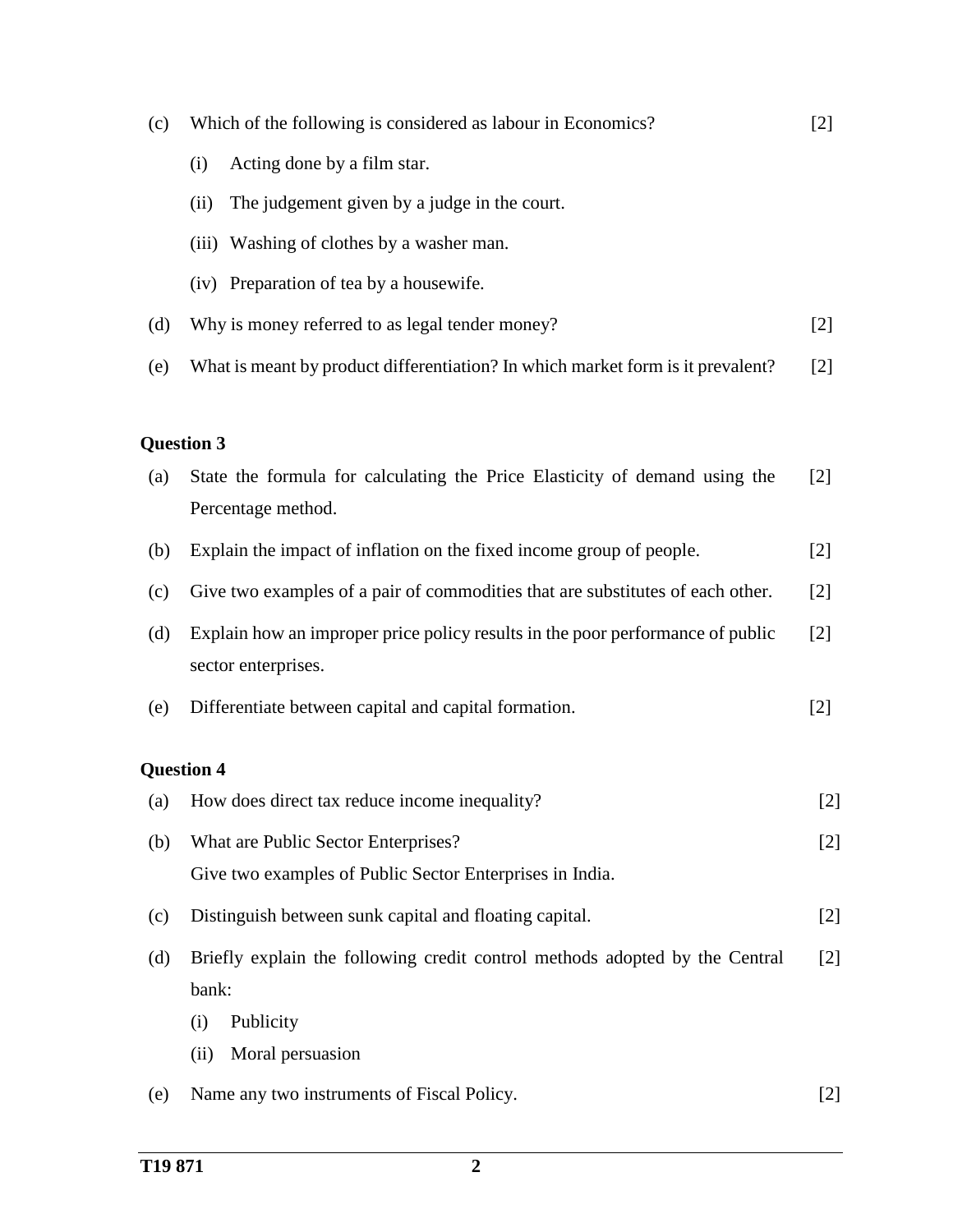(c) Which of the following is considered as labour in Economics? [2]

(i) Acting done by a film star.

(ii) The judgement given by a judge in the court.

(iii) Washing of clothes by a washer man.

(iv) Preparation of tea by a housewife.

(d) Why is money referred to as legal tender money? [2]

(e) What is meant by product differentiation? In which market form is it prevalent? [2]

**Question 3**

(a) State the formula for calculating the Price Elasticity of demand using the Percentage method. [2]

(b) Explain the impact of inflation on the fixed income group of people. [2]

(c) Give two examples of a pair of commodities that are substitutes of each other. [2]

(d) Explain how an improper price policy results in the poor performance of public sector enterprises. [2]

(e) Differentiate between capital and capital formation. [2]

**Question 4**

(a) How does direct tax reduce income inequality? [2]

(b) What are Public Sector Enterprises? [2]
Give two examples of Public Sector Enterprises in India.

(c) Distinguish between sunk capital and floating capital. [2]

(d) Briefly explain the following credit control methods adopted by the Central bank: [2]

(i) Publicity

(ii) Moral persuasion

(e) Name any two instruments of Fiscal Policy. [2]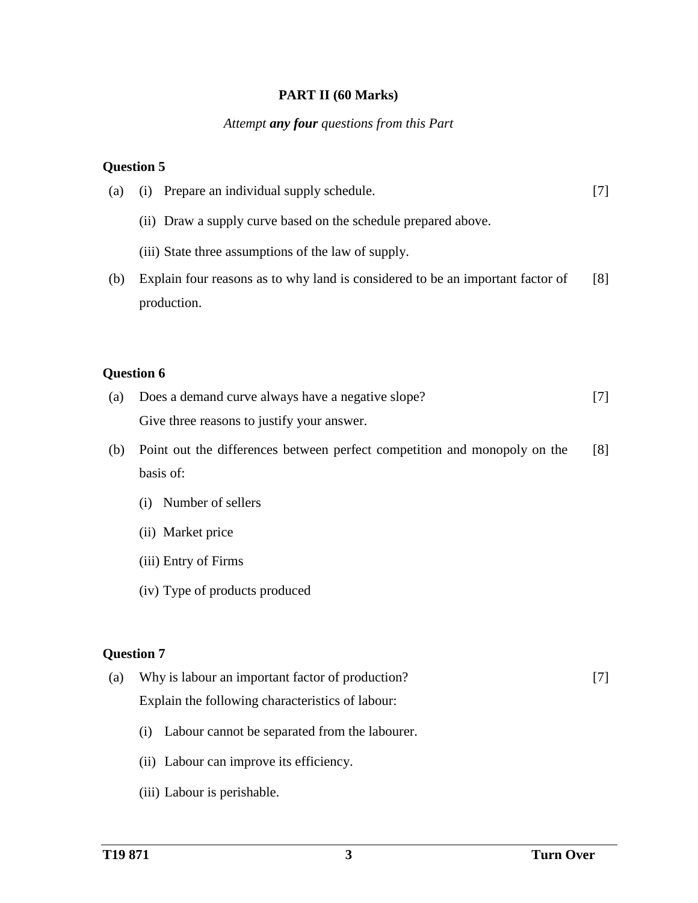**PART II (60 Marks)**

*Attempt **any four** questions from this Part*

**Question 5**

(a) (i) Prepare an individual supply schedule. [7]

(ii) Draw a supply curve based on the schedule prepared above.

(iii) State three assumptions of the law of supply.

(b) Explain four reasons as to why land is considered to be an important factor of production. [8]

**Question 6**

(a) Does a demand curve always have a negative slope? [7]
Give three reasons to justify your answer.

(b) Point out the differences between perfect competition and monopoly on the basis of: [8]

(i) Number of sellers

(ii) Market price

(iii) Entry of Firms

(iv) Type of products produced

**Question 7**

(a) Why is labour an important factor of production? [7]
Explain the following characteristics of labour:

(i) Labour cannot be separated from the labourer.

(ii) Labour can improve its efficiency.

(iii) Labour is perishable.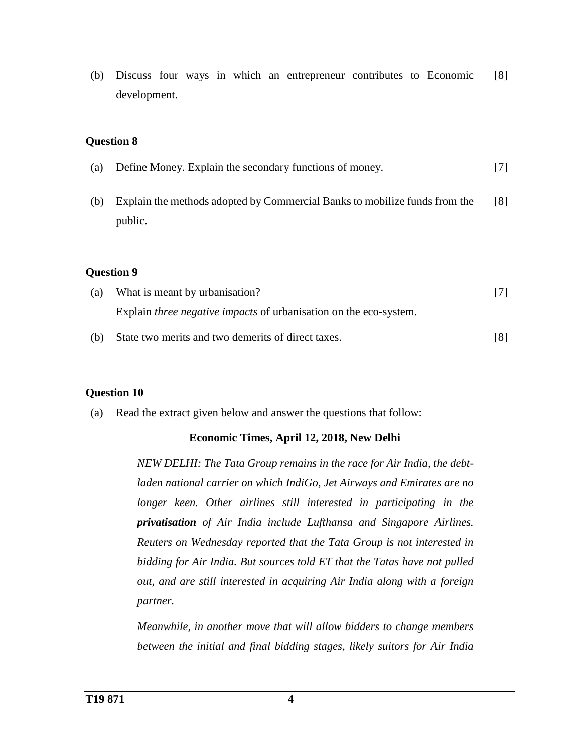(b) Discuss four ways in which an entrepreneur contributes to Economic development. [8]

**Question 8**

(a) Define Money. Explain the secondary functions of money. [7]

(b) Explain the methods adopted by Commercial Banks to mobilize funds from the public. [8]

**Question 9**

(a) What is meant by urbanisation? [7]
Explain *three negative impacts* of urbanisation on the eco-system.

(b) State two merits and two demerits of direct taxes. [8]

**Question 10**

(a) Read the extract given below and answer the questions that follow:

**Economic Times, April 12, 2018, New Delhi**

*NEW DELHI: The Tata Group remains in the race for Air India, the debt-laden national carrier on which IndiGo, Jet Airways and Emirates are no longer keen. Other airlines still interested in participating in the* ***privatisation*** *of Air India include Lufthansa and Singapore Airlines. Reuters on Wednesday reported that the Tata Group is not interested in bidding for Air India. But sources told ET that the Tatas have not pulled out, and are still interested in acquiring Air India along with a foreign partner.*

*Meanwhile, in another move that will allow bidders to change members between the initial and final bidding stages, likely suitors for Air India*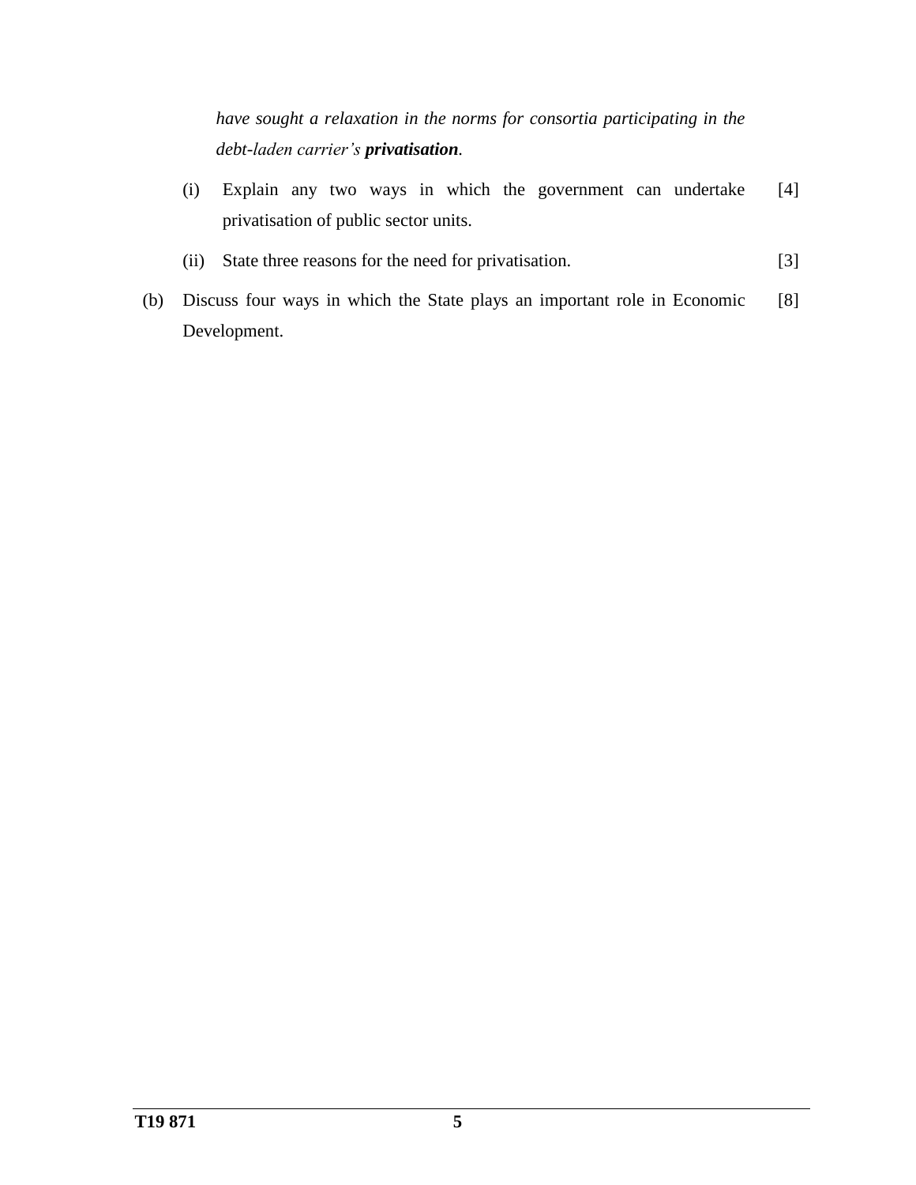*have sought a relaxation in the norms for consortia participating in the debt-laden carrier's* ***privatisation****.*

(i) Explain any two ways in which the government can undertake privatisation of public sector units. [4]

(ii) State three reasons for the need for privatisation. [3]

(b) Discuss four ways in which the State plays an important role in Economic Development. [8]